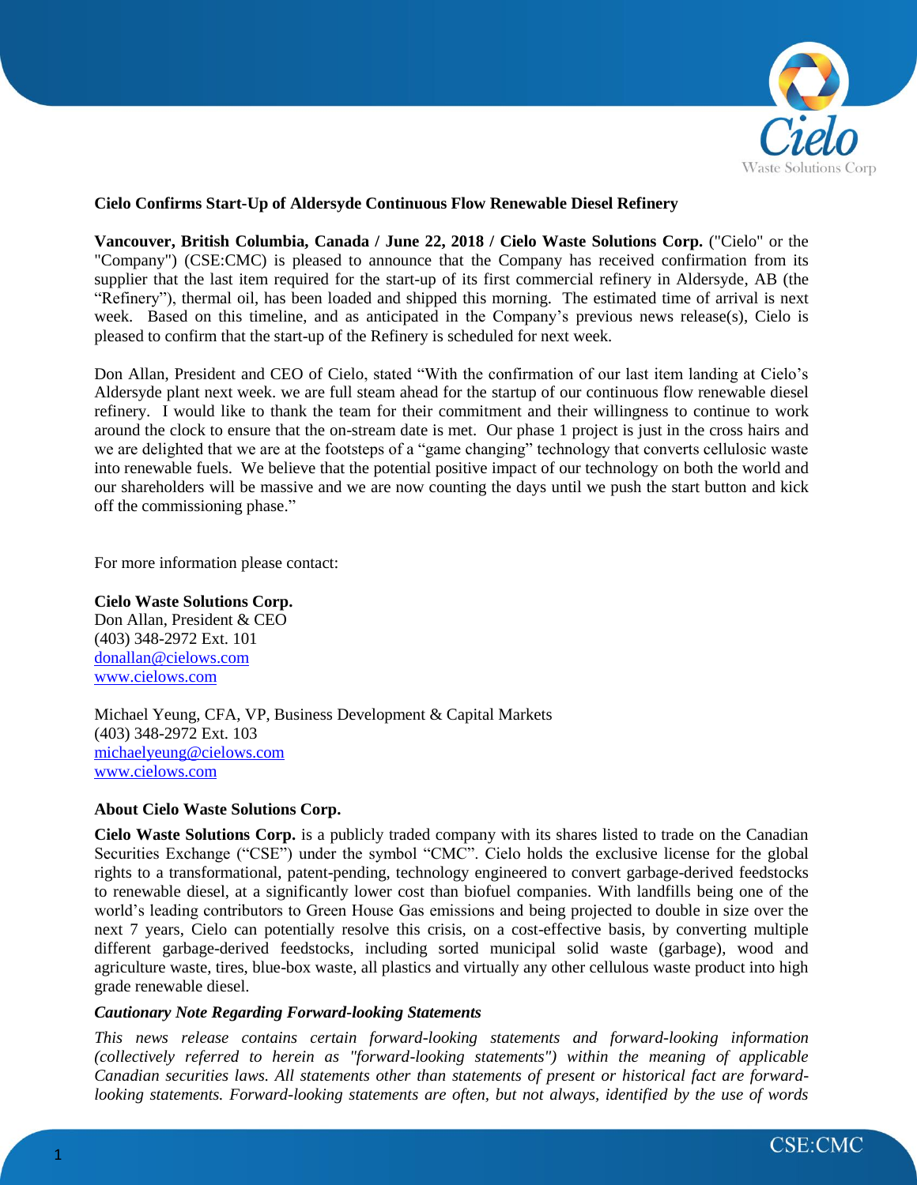**Cielo Confirms Start-Up of Aldersyde Continuous Flow Renewable Diesel Refinery**

**Vancouver, British Columbia, Canada / June 22, 2018 / Cielo Waste Solutions Corp.** ("Cielo" or the "Company") (CSE:CMC) is pleased to announce that the Company has received confirmation from its supplier that the last item required for the start-up of its first commercial refinery in Aldersyde, AB (the "Refinery"), thermal oil, has been loaded and shipped this morning. The estimated time of arrival is next week. Based on this timeline, and as anticipated in the Company's previous news release(s), Cielo is pleased to confirm that the start-up of the Refinery is scheduled for next week.

Don Allan, President and CEO of Cielo, stated "With the confirmation of our last item landing at Cielo's Aldersyde plant next week. we are full steam ahead for the startup of our continuous flow renewable diesel refinery. I would like to thank the team for their commitment and their willingness to continue to work around the clock to ensure that the on-stream date is met. Our phase 1 project is just in the cross hairs and we are delighted that we are at the footsteps of a "game changing" technology that converts cellulosic waste into renewable fuels. We believe that the potential positive impact of our technology on both the world and our shareholders will be massive and we are now counting the days until we push the start button and kick off the commissioning phase."

For more information please contact:

**Cielo Waste Solutions Corp.**
Don Allan, President & CEO
(403) 348-2972 Ext. 101
donallan@cielows.com
www.cielows.com

Michael Yeung, CFA, VP, Business Development & Capital Markets
(403) 348-2972 Ext. 103
michaelyeung@cielows.com
www.cielows.com

**About Cielo Waste Solutions Corp.**

**Cielo Waste Solutions Corp.** is a publicly traded company with its shares listed to trade on the Canadian Securities Exchange ("CSE") under the symbol "CMC". Cielo holds the exclusive license for the global rights to a transformational, patent-pending, technology engineered to convert garbage-derived feedstocks to renewable diesel, at a significantly lower cost than biofuel companies. With landfills being one of the world's leading contributors to Green House Gas emissions and being projected to double in size over the next 7 years, Cielo can potentially resolve this crisis, on a cost-effective basis, by converting multiple different garbage-derived feedstocks, including sorted municipal solid waste (garbage), wood and agriculture waste, tires, blue-box waste, all plastics and virtually any other cellulous waste product into high grade renewable diesel.

***Cautionary Note Regarding Forward-looking Statements***

*This news release contains certain forward-looking statements and forward-looking information (collectively referred to herein as "forward-looking statements") within the meaning of applicable Canadian securities laws. All statements other than statements of present or historical fact are forward-looking statements. Forward-looking statements are often, but not always, identified by the use of words*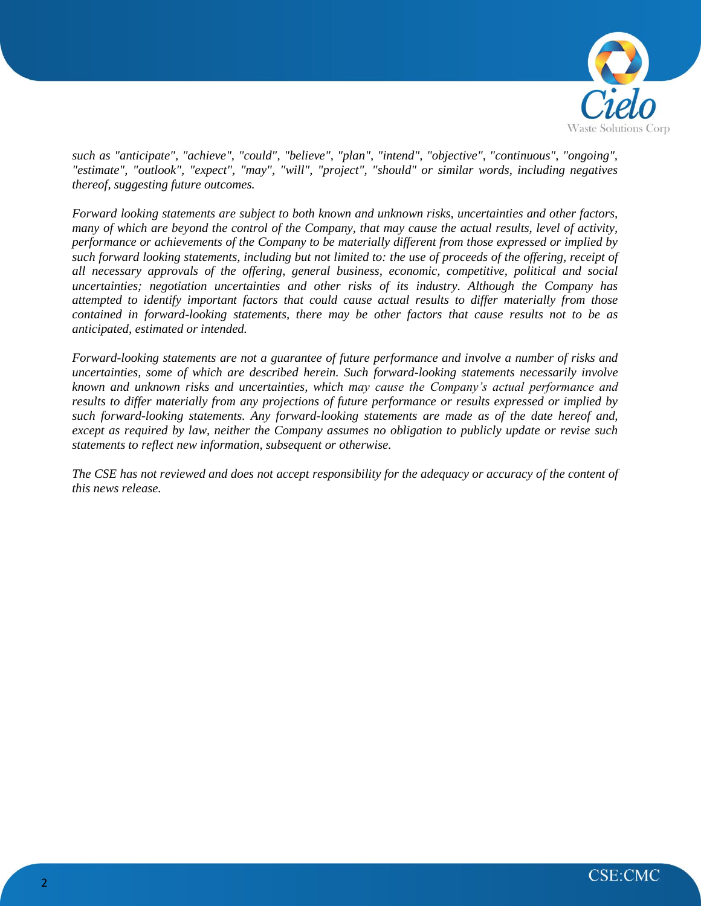*such as "anticipate", "achieve", "could", "believe", "plan", "intend", "objective", "continuous", "ongoing", "estimate", "outlook", "expect", "may", "will", "project", "should" or similar words, including negatives thereof, suggesting future outcomes.*

*Forward looking statements are subject to both known and unknown risks, uncertainties and other factors, many of which are beyond the control of the Company, that may cause the actual results, level of activity, performance or achievements of the Company to be materially different from those expressed or implied by such forward looking statements, including but not limited to: the use of proceeds of the offering, receipt of all necessary approvals of the offering, general business, economic, competitive, political and social uncertainties; negotiation uncertainties and other risks of its industry. Although the Company has attempted to identify important factors that could cause actual results to differ materially from those contained in forward-looking statements, there may be other factors that cause results not to be as anticipated, estimated or intended.*

*Forward-looking statements are not a guarantee of future performance and involve a number of risks and uncertainties, some of which are described herein. Such forward-looking statements necessarily involve known and unknown risks and uncertainties, which may cause the Company's actual performance and results to differ materially from any projections of future performance or results expressed or implied by such forward-looking statements. Any forward-looking statements are made as of the date hereof and, except as required by law, neither the Company assumes no obligation to publicly update or revise such statements to reflect new information, subsequent or otherwise.*

*The CSE has not reviewed and does not accept responsibility for the adequacy or accuracy of the content of this news release.*